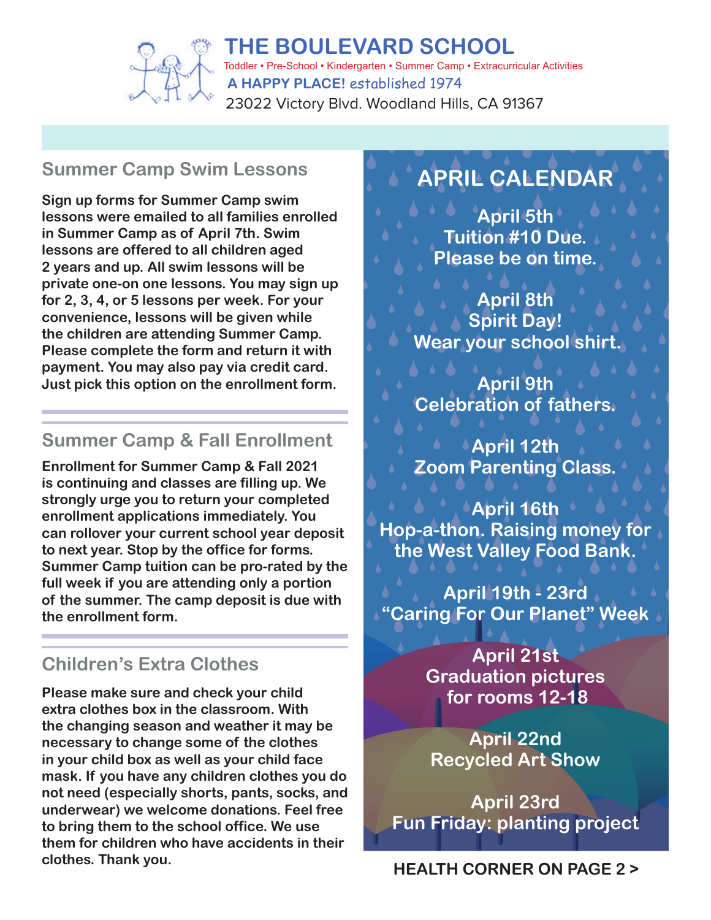# THE BOULEVARD SCHOOL

Toddler • Pre-School • Kindergarten • Summer Camp • Extracurricular Activities

**A HAPPY PLACE!** *established 1974*

23022 Victory Blvd. Woodland Hills, CA 91367

## Summer Camp Swim Lessons

**Sign up forms for Summer Camp swim lessons were emailed to all families enrolled in Summer Camp as of April 7th. Swim lessons are offered to all children aged 2 years and up. All swim lessons will be private one-on one lessons. You may sign up for 2, 3, 4, or 5 lessons per week. For your convenience, lessons will be given while the children are attending Summer Camp. Please complete the form and return it with payment. You may also pay via credit card. Just pick this option on the enrollment form.**

## Summer Camp & Fall Enrollment

**Enrollment for Summer Camp & Fall 2021 is continuing and classes are filling up. We strongly urge you to return your completed enrollment applications immediately. You can rollover your current school year deposit to next year. Stop by the office for forms. Summer Camp tuition can be pro-rated by the full week if you are attending only a portion of the summer. The camp deposit is due with the enrollment form.**

## Children's Extra Clothes

**Please make sure and check your child extra clothes box in the classroom. With the changing season and weather it may be necessary to change some of the clothes in your child box as well as your child face mask. If you have any children clothes you do not need (especially shorts, pants, socks, and underwear) we welcome donations. Feel free to bring them to the school office. We use them for children who have accidents in their clothes. Thank you.**

## APRIL CALENDAR

**April 5th**
Tuition #10 Due.
Please be on time.

**April 8th**
Spirit Day!
Wear your school shirt.

**April 9th**
Celebration of fathers.

**April 12th**
Zoom Parenting Class.

**April 16th**
Hop-a-thon. Raising money for the West Valley Food Bank.

**April 19th - 23rd**
"Caring For Our Planet" Week

**April 21st**
Graduation pictures for rooms 12-18

**April 22nd**
Recycled Art Show

**April 23rd**
Fun Friday: planting project

**HEALTH CORNER ON PAGE 2 >**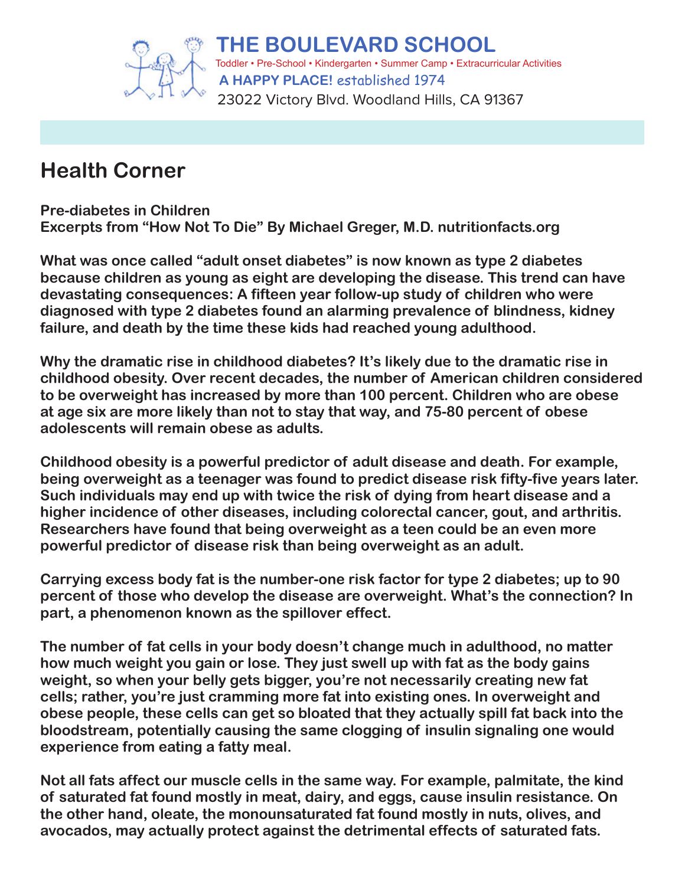**THE BOULEVARD SCHOOL**

Toddler • Pre-School • Kindergarten • Summer Camp • Extracurricular Activities

A HAPPY PLACE! established 1974

23022 Victory Blvd. Woodland Hills, CA 91367

## Health Corner

**Pre-diabetes in Children**
**Excerpts from "How Not To Die" By Michael Greger, M.D. nutritionfacts.org**

**What was once called "adult onset diabetes" is now known as type 2 diabetes because children as young as eight are developing the disease. This trend can have devastating consequences: A fifteen year follow-up study of children who were diagnosed with type 2 diabetes found an alarming prevalence of blindness, kidney failure, and death by the time these kids had reached young adulthood.**

**Why the dramatic rise in childhood diabetes? It's likely due to the dramatic rise in childhood obesity. Over recent decades, the number of American children considered to be overweight has increased by more than 100 percent. Children who are obese at age six are more likely than not to stay that way, and 75-80 percent of obese adolescents will remain obese as adults.**

**Childhood obesity is a powerful predictor of adult disease and death. For example, being overweight as a teenager was found to predict disease risk fifty-five years later. Such individuals may end up with twice the risk of dying from heart disease and a higher incidence of other diseases, including colorectal cancer, gout, and arthritis. Researchers have found that being overweight as a teen could be an even more powerful predictor of disease risk than being overweight as an adult.**

**Carrying excess body fat is the number-one risk factor for type 2 diabetes; up to 90 percent of those who develop the disease are overweight. What's the connection? In part, a phenomenon known as the spillover effect.**

**The number of fat cells in your body doesn't change much in adulthood, no matter how much weight you gain or lose. They just swell up with fat as the body gains weight, so when your belly gets bigger, you're not necessarily creating new fat cells; rather, you're just cramming more fat into existing ones. In overweight and obese people, these cells can get so bloated that they actually spill fat back into the bloodstream, potentially causing the same clogging of insulin signaling one would experience from eating a fatty meal.**

**Not all fats affect our muscle cells in the same way. For example, palmitate, the kind of saturated fat found mostly in meat, dairy, and eggs, cause insulin resistance. On the other hand, oleate, the monounsaturated fat found mostly in nuts, olives, and avocados, may actually protect against the detrimental effects of saturated fats.**